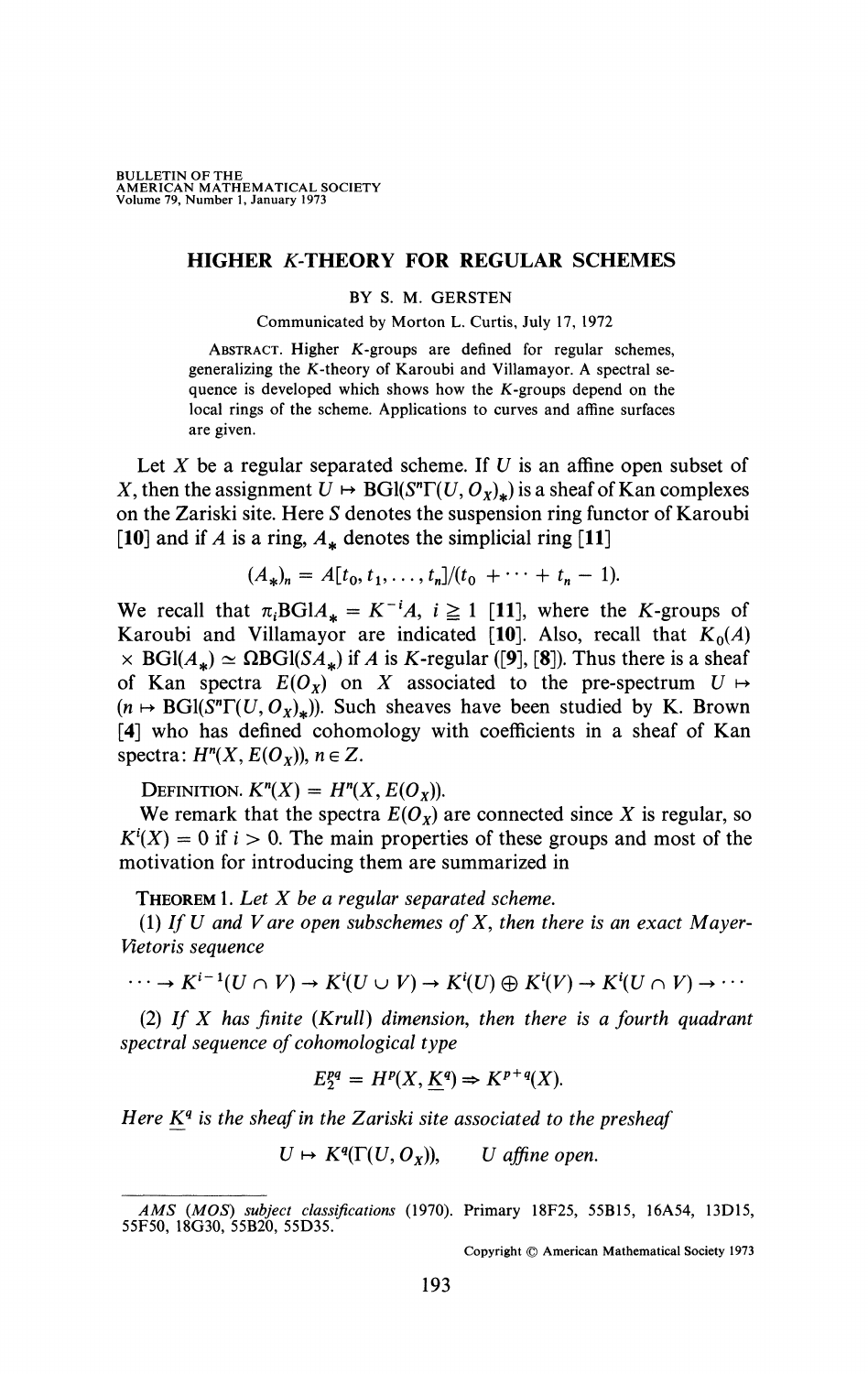BULLETIN OF THE AMERICAN MATHEMATICAL SOCIETY
Volume 79, Number 1, January 1973

# HIGHER K-THEORY FOR REGULAR SCHEMES

BY S. M. GERSTEN

Communicated by Morton L. Curtis, July 17, 1972

ABSTRACT. Higher $K$-groups are defined for regular schemes, generalizing the $K$-theory of Karoubi and Villamayor. A spectral sequence is developed which shows how the $K$-groups depend on the local rings of the scheme. Applications to curves and affine surfaces are given.

Let $X$ be a regular separated scheme. If $U$ is an affine open subset of $X$, then the assignment $U \mapsto \mathrm{BGl}(S^n\Gamma(U, O_X)_*)$ is a sheaf of Kan complexes on the Zariski site. Here $S$ denotes the suspension ring functor of Karoubi [10] and if $A$ is a ring, $A_*$ denotes the simplicial ring [11]

$$(A_*)_n = A[t_0, t_1, \ldots, t_n]/(t_0 + \cdots + t_n - 1).$$

We recall that $\pi_i \mathrm{BGl} A_* = K^{-i}A$, $i \geqq 1$ [11], where the $K$-groups of Karoubi and Villamayor are indicated [10]. Also, recall that $K_0(A) \times \mathrm{BGl}(A_*) \simeq \Omega \mathrm{BGl}(SA_*)$ if $A$ is $K$-regular ([9], [8]). Thus there is a sheaf of Kan spectra $E(O_X)$ on $X$ associated to the pre-spectrum $U \mapsto (n \mapsto \mathrm{BGl}(S^n\Gamma(U, O_X)_*))$. Such sheaves have been studied by K. Brown [4] who has defined cohomology with coefficients in a sheaf of Kan spectra: $H^n(X, E(O_X))$, $n \in Z$.

DEFINITION. $K^n(X) = H^n(X, E(O_X))$.

We remark that the spectra $E(O_X)$ are connected since $X$ is regular, so $K^i(X) = 0$ if $i > 0$. The main properties of these groups and most of the motivation for introducing them are summarized in

THEOREM 1. *Let $X$ be a regular separated scheme.*

(1) *If $U$ and $V$ are open subschemes of $X$, then there is an exact Mayer-Vietoris sequence*

$$\cdots \to K^{i-1}(U \cap V) \to K^i(U \cup V) \to K^i(U) \oplus K^i(V) \to K^i(U \cap V) \to \cdots$$

(2) *If $X$ has finite (Krull) dimension, then there is a fourth quadrant spectral sequence of cohomological type*

$$E_2^{pq} = H^p(X, \underline{K}^q) \Rightarrow K^{p+q}(X).$$

*Here $\underline{K}^q$ is the sheaf in the Zariski site associated to the presheaf*

$$U \mapsto K^q(\Gamma(U, O_X)), \qquad U \text{ affine open.}$$

---

*AMS (MOS) subject classifications* (1970). Primary 18F25, 55B15, 16A54, 13D15, 55F50, 18G30, 55B20, 55D35.

Copyright © American Mathematical Society 1973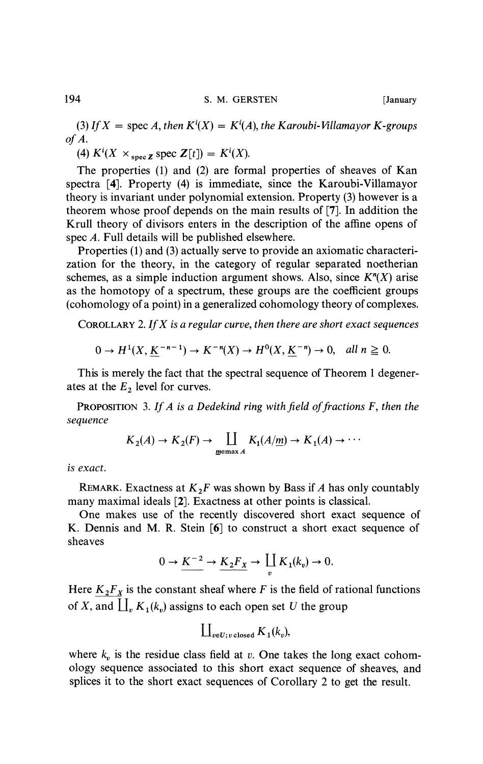(3) *If* $X = \operatorname{spec} A$, *then* $K^i(X) = K^i(A)$, *the Karoubi-Villamayor K-groups of A.*

(4) $K^i(X \times_{\operatorname{spec} \mathbf{Z}} \operatorname{spec} \mathbf{Z}[t]) = K^i(X)$.

The properties (1) and (2) are formal properties of sheaves of Kan spectra [4]. Property (4) is immediate, since the Karoubi-Villamayor theory is invariant under polynomial extension. Property (3) however is a theorem whose proof depends on the main results of [7]. In addition the Krull theory of divisors enters in the description of the affine opens of spec $A$. Full details will be published elsewhere.

Properties (1) and (3) actually serve to provide an axiomatic characterization for the theory, in the category of regular separated noetherian schemes, as a simple induction argument shows. Also, since $K^n(X)$ arise as the homotopy of a spectrum, these groups are the coefficient groups (cohomology of a point) in a generalized cohomology theory of complexes.

COROLLARY 2. *If X is a regular curve, then there are short exact sequences*

$$0 \to H^1(X, \underline{K}^{-n-1}) \to K^{-n}(X) \to H^0(X, \underline{K}^{-n}) \to 0, \quad \text{all } n \geqq 0.$$

This is merely the fact that the spectral sequence of Theorem 1 degenerates at the $E_2$ level for curves.

PROPOSITION 3. *If A is a Dedekind ring with field of fractions F, then the sequence*

$$K_2(A) \to K_2(F) \to \coprod_{\underline{m} \in \max A} K_1(A/\underline{m}) \to K_1(A) \to \cdots$$

*is exact.*

REMARK. Exactness at $K_2F$ was shown by Bass if $A$ has only countably many maximal ideals [2]. Exactness at other points is classical.

One makes use of the recently discovered short exact sequence of K. Dennis and M. R. Stein [6] to construct a short exact sequence of sheaves

$$0 \to \underline{K}^{-2} \to \underline{K_2 F_X} \to \coprod_v K_1(k_v) \to 0.$$

Here $\underline{K_2 F_X}$ is the constant sheaf where $F$ is the field of rational functions of $X$, and $\coprod_v K_1(k_v)$ assigns to each open set $U$ the group

$$\coprod_{v \in U;\, v \text{ closed}} K_1(k_v),$$

where $k_v$ is the residue class field at $v$. One takes the long exact cohomology sequence associated to this short exact sequence of sheaves, and splices it to the short exact sequences of Corollary 2 to get the result.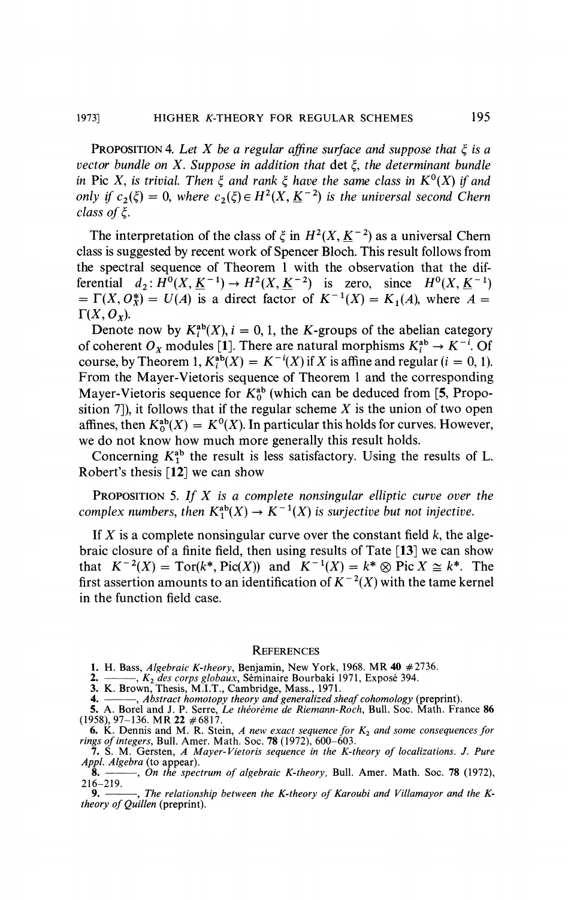**Proposition 4.** *Let $X$ be a regular affine surface and suppose that $\xi$ is a vector bundle on $X$. Suppose in addition that* $\det \xi$, *the determinant bundle in* $\operatorname{Pic} X$, *is trivial. Then $\xi$ and rank $\xi$ have the same class in $K^0(X)$ if and only if $c_2(\xi) = 0$, where $c_2(\xi) \in H^2(X, \underline{K}^{-2})$ is the universal second Chern class of $\xi$.*

The interpretation of the class of $\xi$ in $H^2(X, \underline{K}^{-2})$ as a universal Chern class is suggested by recent work of Spencer Bloch. This result follows from the spectral sequence of Theorem 1 with the observation that the differential $d_2: H^0(X, \underline{K}^{-1}) \to H^2(X, \underline{K}^{-2})$ is zero, since $H^0(X, \underline{K}^{-1}) = \Gamma(X, O_X^*) = U(A)$ is a direct factor of $K^{-1}(X) = K_1(A)$, where $A = \Gamma(X, O_X)$.

Denote now by $K_i^{\mathrm{ab}}(X)$, $i = 0, 1$, the $K$-groups of the abelian category of coherent $O_X$ modules [**1**]. There are natural morphisms $K_i^{\mathrm{ab}} \to K^{-i}$. Of course, by Theorem 1, $K_i^{\mathrm{ab}}(X) = K^{-i}(X)$ if $X$ is affine and regular ($i = 0, 1$). From the Mayer-Vietoris sequence of Theorem 1 and the corresponding Mayer-Vietoris sequence for $K_0^{\mathrm{ab}}$ (which can be deduced from [**5**, Proposition 7]), it follows that if the regular scheme $X$ is the union of two open affines, then $K_0^{\mathrm{ab}}(X) = K^0(X)$. In particular this holds for curves. However, we do not know how much more generally this result holds.

Concerning $K_1^{\mathrm{ab}}$ the result is less satisfactory. Using the results of L. Robert's thesis [**12**] we can show

**Proposition 5.** *If $X$ is a complete nonsingular elliptic curve over the complex numbers, then $K_1^{\mathrm{ab}}(X) \to K^{-1}(X)$ is surjective but not injective.*

If $X$ is a complete nonsingular curve over the constant field $k$, the algebraic closure of a finite field, then using results of Tate [**13**] we can show that $K^{-2}(X) = \operatorname{Tor}(k^*, \operatorname{Pic}(X))$ and $K^{-1}(X) = k^* \otimes \operatorname{Pic} X \cong k^*$. The first assertion amounts to an identification of $K^{-2}(X)$ with the tame kernel in the function field case.

## References

1. H. Bass, *Algebraic K-theory*, Benjamin, New York, 1968. MR **40** #2736.
2. ———, *$K_2$ des corps globaux*, Séminaire Bourbaki 1971, Exposé 394.
3. K. Brown, Thesis, M.I.T., Cambridge, Mass., 1971.
4. ———, *Abstract homotopy theory and generalized sheaf cohomology* (preprint).
5. A. Borel and J. P. Serre, *Le théorème de Riemann-Roch*, Bull. Soc. Math. France **86** (1958), 97–136. MR **22** #6817.
6. K. Dennis and M. R. Stein, *A new exact sequence for $K_2$ and some consequences for rings of integers*, Bull. Amer. Math. Soc. **78** (1972), 600–603.
7. S. M. Gersten, *A Mayer-Vietoris sequence in the K-theory of localizations*. *J. Pure Appl. Algebra* (to appear).
8. ———, *On the spectrum of algebraic K-theory*, Bull. Amer. Math. Soc. **78** (1972), 216–219.
9. ———, *The relationship between the K-theory of Karoubi and Villamayor and the K-theory of Quillen* (preprint).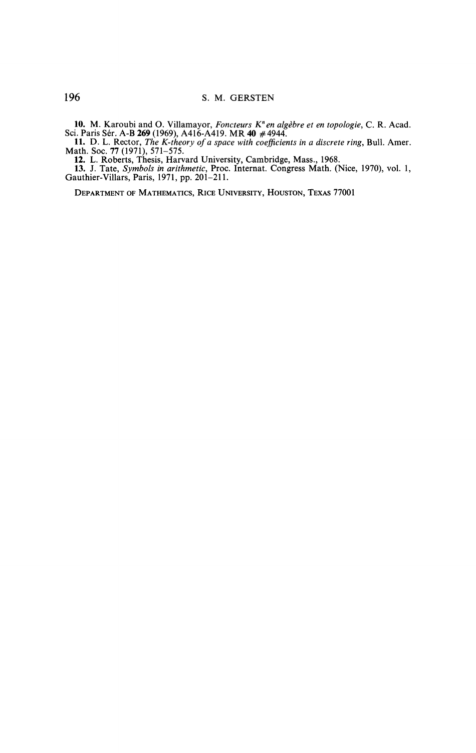**10.** M. Karoubi and O. Villamayor, *Foncteurs $K^n$ en algèbre et en topologie*, C. R. Acad. Sci. Paris Sér. A-B **269** (1969), A416-A419. MR **40** #4944.

**11.** D. L. Rector, *The K-theory of a space with coefficients in a discrete ring*, Bull. Amer. Math. Soc. **77** (1971), 571–575.

**12.** L. Roberts, Thesis, Harvard University, Cambridge, Mass., 1968.

**13.** J. Tate, *Symbols in arithmetic*, Proc. Internat. Congress Math. (Nice, 1970), vol. 1, Gauthier-Villars, Paris, 1971, pp. 201–211.

DEPARTMENT OF MATHEMATICS, RICE UNIVERSITY, HOUSTON, TEXAS 77001